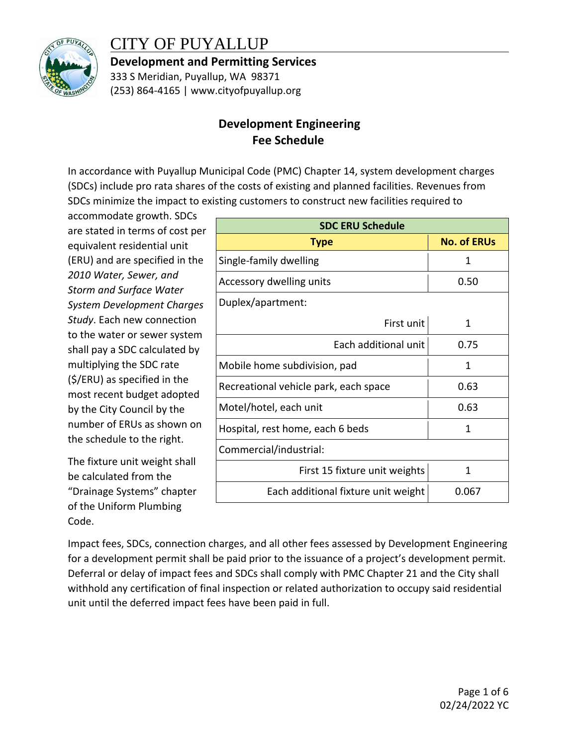# CITY OF PUYALLUP

**Development and Permitting Services**
333 S Meridian, Puyallup, WA 98371
(253) 864-4165 | www.cityofpuyallup.org

## Development Engineering Fee Schedule

In accordance with Puyallup Municipal Code (PMC) Chapter 14, system development charges (SDCs) include pro rata shares of the costs of existing and planned facilities. Revenues from SDCs minimize the impact to existing customers to construct new facilities required to accommodate growth. SDCs are stated in terms of cost per equivalent residential unit (ERU) and are specified in the *2010 Water, Sewer, and Storm and Surface Water System Development Charges Study*. Each new connection to the water or sewer system shall pay a SDC calculated by multiplying the SDC rate ($/ERU) as specified in the most recent budget adopted by the City Council by the number of ERUs as shown on the schedule to the right.

The fixture unit weight shall be calculated from the "Drainage Systems" chapter of the Uniform Plumbing Code.

| SDC ERU Schedule | |
|---|---|
| **Type** | **No. of ERUs** |
| Single-family dwelling | 1 |
| Accessory dwelling units | 0.50 |
| Duplex/apartment: | |
| First unit | 1 |
| Each additional unit | 0.75 |
| Mobile home subdivision, pad | 1 |
| Recreational vehicle park, each space | 0.63 |
| Motel/hotel, each unit | 0.63 |
| Hospital, rest home, each 6 beds | 1 |
| Commercial/industrial: | |
| First 15 fixture unit weights | 1 |
| Each additional fixture unit weight | 0.067 |

Impact fees, SDCs, connection charges, and all other fees assessed by Development Engineering for a development permit shall be paid prior to the issuance of a project's development permit. Deferral or delay of impact fees and SDCs shall comply with PMC Chapter 21 and the City shall withhold any certification of final inspection or related authorization to occupy said residential unit until the deferred impact fees have been paid in full.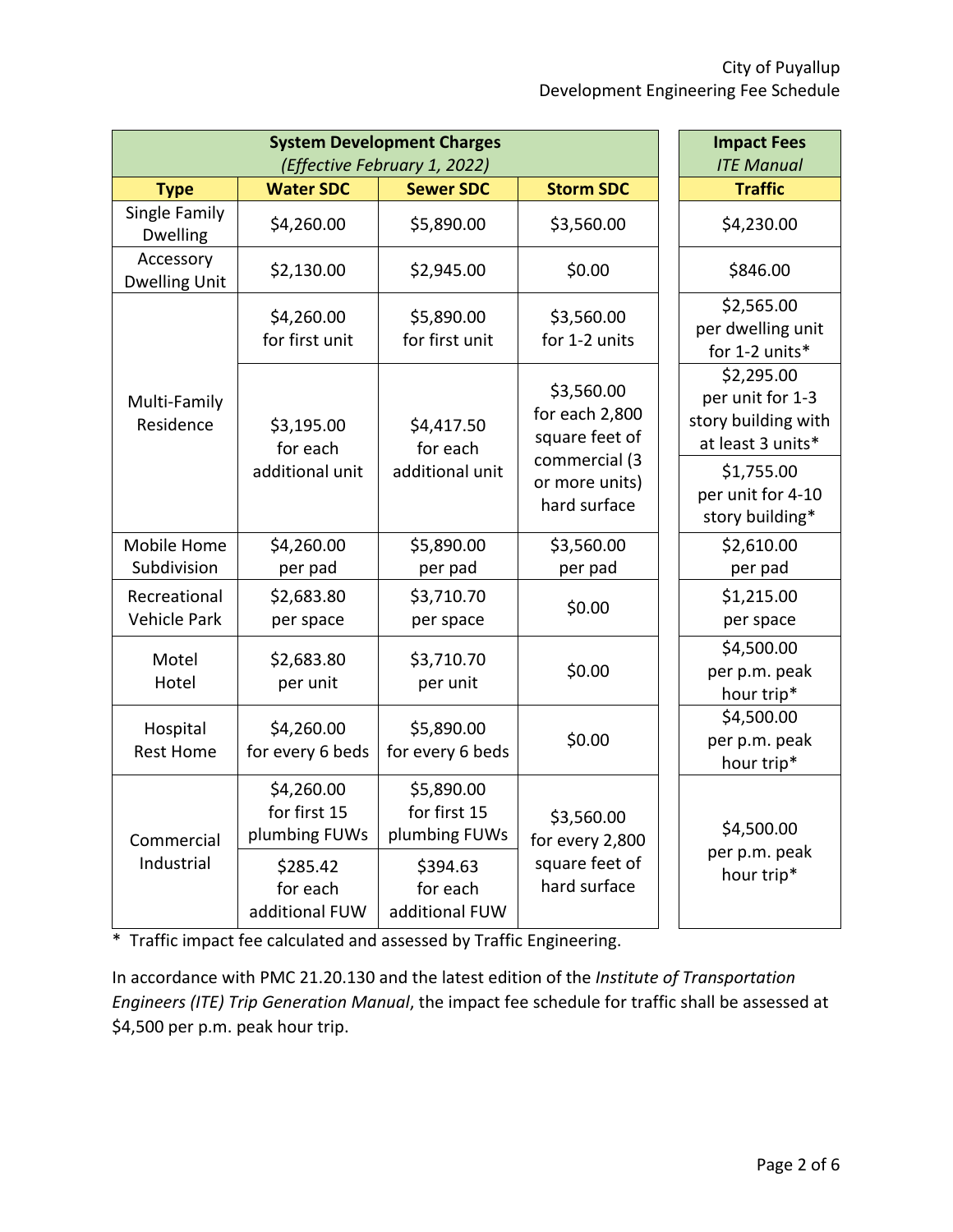City of Puyallup
Development Engineering Fee Schedule

| System Development Charges (Effective February 1, 2022) | | | | Impact Fees ITE Manual |
|---|---|---|---|---|
| **Type** | **Water SDC** | **Sewer SDC** | **Storm SDC** | **Traffic** |
| Single Family Dwelling | $4,260.00 | $5,890.00 | $3,560.00 | $4,230.00 |
| Accessory Dwelling Unit | $2,130.00 | $2,945.00 | $0.00 | $846.00 |
| Multi-Family Residence | $4,260.00 for first unit | $5,890.00 for first unit | $3,560.00 for 1-2 units | $2,565.00 per dwelling unit for 1-2 units* |
| | $3,195.00 for each additional unit | $4,417.50 for each additional unit | $3,560.00 for each 2,800 square feet of commercial (3 or more units) hard surface | $2,295.00 per unit for 1-3 story building with at least 3 units* |
| | | | | $1,755.00 per unit for 4-10 story building* |
| Mobile Home Subdivision | $4,260.00 per pad | $5,890.00 per pad | $3,560.00 per pad | $2,610.00 per pad |
| Recreational Vehicle Park | $2,683.80 per space | $3,710.70 per space | $0.00 | $1,215.00 per space |
| Motel Hotel | $2,683.80 per unit | $3,710.70 per unit | $0.00 | $4,500.00 per p.m. peak hour trip* |
| Hospital Rest Home | $4,260.00 for every 6 beds | $5,890.00 for every 6 beds | $0.00 | $4,500.00 per p.m. peak hour trip* |
| Commercial Industrial | $4,260.00 for first 15 plumbing FUWs | $5,890.00 for first 15 plumbing FUWs | $3,560.00 for every 2,800 square feet of hard surface | $4,500.00 per p.m. peak hour trip* |
| | $285.42 for each additional FUW | $394.63 for each additional FUW | | |

\* Traffic impact fee calculated and assessed by Traffic Engineering.

In accordance with PMC 21.20.130 and the latest edition of the *Institute of Transportation Engineers (ITE) Trip Generation Manual*, the impact fee schedule for traffic shall be assessed at $4,500 per p.m. peak hour trip.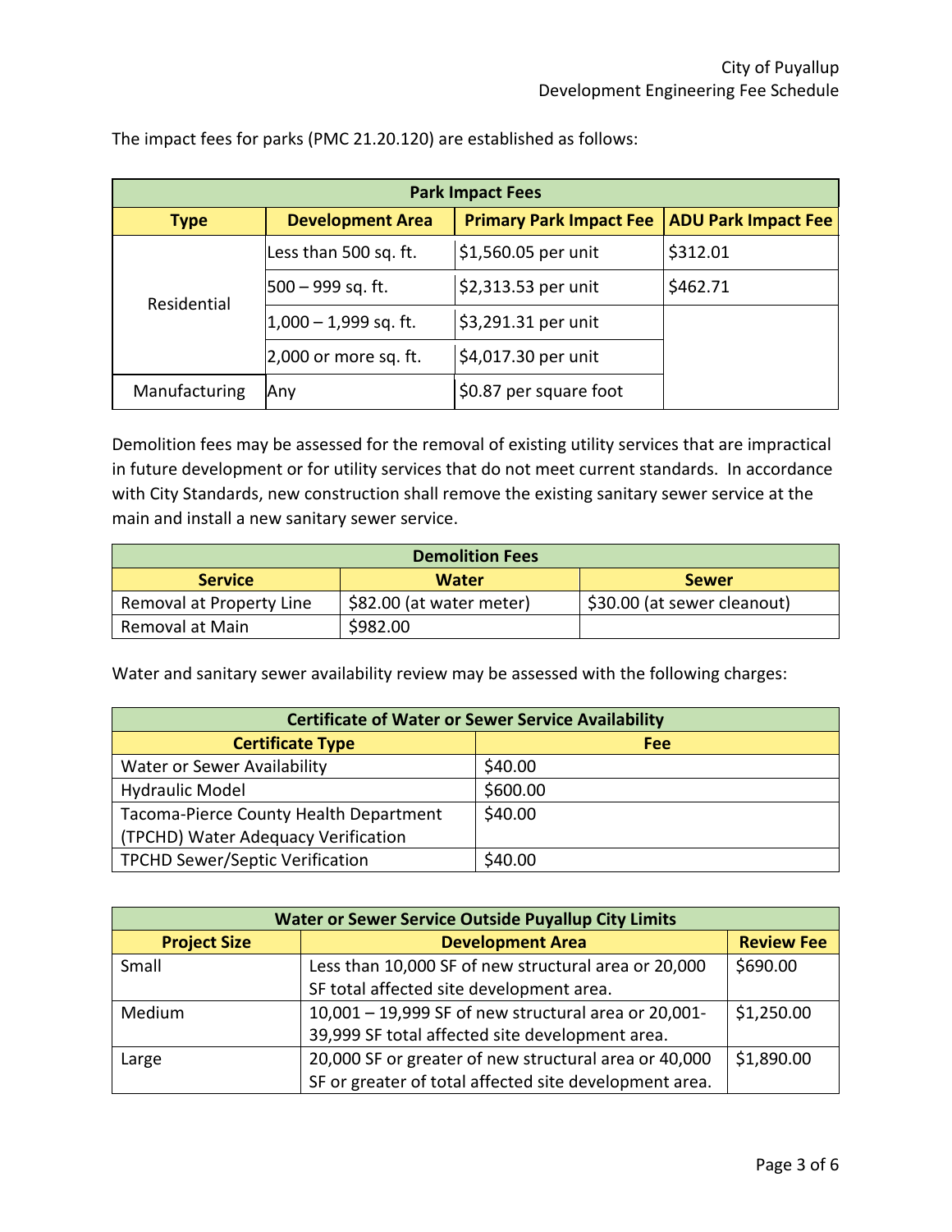The impact fees for parks (PMC 21.20.120) are established as follows:

| Park Impact Fees | | | |
|---|---|---|---|
| **Type** | **Development Area** | **Primary Park Impact Fee** | **ADU Park Impact Fee** |
| Residential | Less than 500 sq. ft. | $1,560.05 per unit | $312.01 |
| | 500 – 999 sq. ft. | $2,313.53 per unit | $462.71 |
| | 1,000 – 1,999 sq. ft. | $3,291.31 per unit | |
| | 2,000 or more sq. ft. | $4,017.30 per unit | |
| Manufacturing | Any | $0.87 per square foot | |

Demolition fees may be assessed for the removal of existing utility services that are impractical in future development or for utility services that do not meet current standards. In accordance with City Standards, new construction shall remove the existing sanitary sewer service at the main and install a new sanitary sewer service.

| Demolition Fees | | |
|---|---|---|
| **Service** | **Water** | **Sewer** |
| Removal at Property Line | $82.00 (at water meter) | $30.00 (at sewer cleanout) |
| Removal at Main | $982.00 | |

Water and sanitary sewer availability review may be assessed with the following charges:

| Certificate of Water or Sewer Service Availability | |
|---|---|
| **Certificate Type** | **Fee** |
| Water or Sewer Availability | $40.00 |
| Hydraulic Model | $600.00 |
| Tacoma-Pierce County Health Department (TPCHD) Water Adequacy Verification | $40.00 |
| TPCHD Sewer/Septic Verification | $40.00 |

| Water or Sewer Service Outside Puyallup City Limits | | |
|---|---|---|
| **Project Size** | **Development Area** | **Review Fee** |
| Small | Less than 10,000 SF of new structural area or 20,000 SF total affected site development area. | $690.00 |
| Medium | 10,001 – 19,999 SF of new structural area or 20,001-39,999 SF total affected site development area. | $1,250.00 |
| Large | 20,000 SF or greater of new structural area or 40,000 SF or greater of total affected site development area. | $1,890.00 |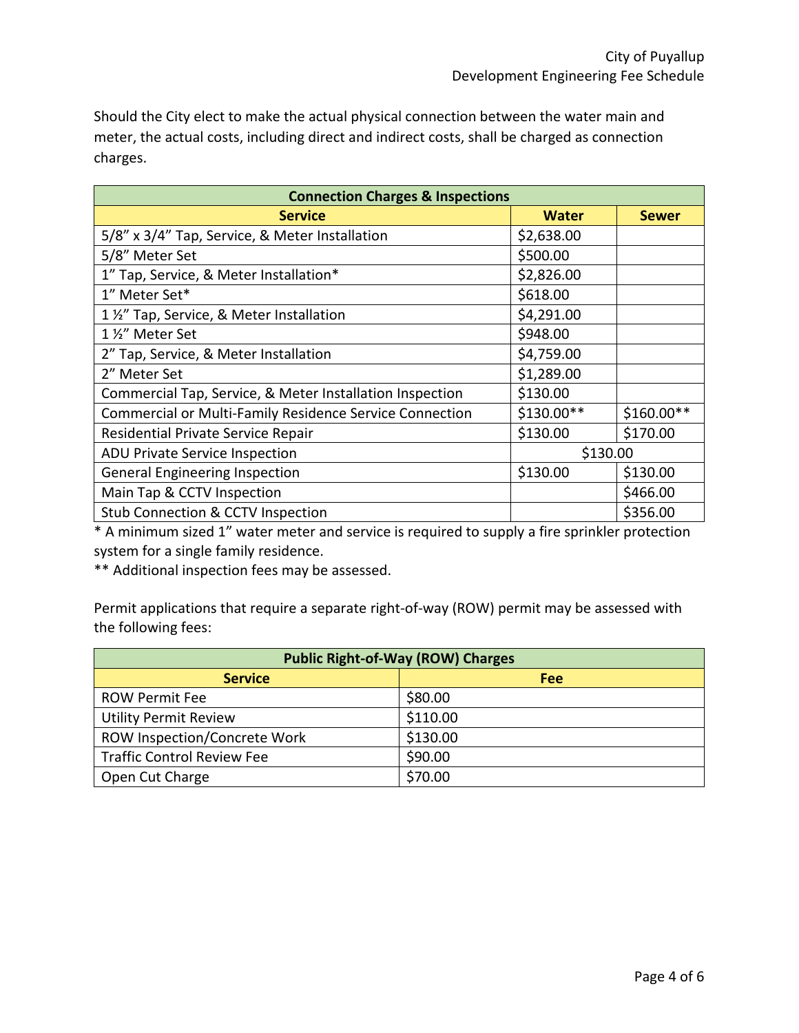Should the City elect to make the actual physical connection between the water main and meter, the actual costs, including direct and indirect costs, shall be charged as connection charges.

| Connection Charges & Inspections | | |
|---|---|---|
| **Service** | **Water** | **Sewer** |
| 5/8" x 3/4" Tap, Service, & Meter Installation | $2,638.00 | |
| 5/8" Meter Set | $500.00 | |
| 1" Tap, Service, & Meter Installation* | $2,826.00 | |
| 1" Meter Set* | $618.00 | |
| 1 ½" Tap, Service, & Meter Installation | $4,291.00 | |
| 1 ½" Meter Set | $948.00 | |
| 2" Tap, Service, & Meter Installation | $4,759.00 | |
| 2" Meter Set | $1,289.00 | |
| Commercial Tap, Service, & Meter Installation Inspection | $130.00 | |
| Commercial or Multi-Family Residence Service Connection | $130.00** | $160.00** |
| Residential Private Service Repair | $130.00 | $170.00 |
| ADU Private Service Inspection | $130.00 | |
| General Engineering Inspection | $130.00 | $130.00 |
| Main Tap & CCTV Inspection | | $466.00 |
| Stub Connection & CCTV Inspection | | $356.00 |

\* A minimum sized 1" water meter and service is required to supply a fire sprinkler protection system for a single family residence.

** Additional inspection fees may be assessed.

Permit applications that require a separate right-of-way (ROW) permit may be assessed with the following fees:

| Public Right-of-Way (ROW) Charges | |
|---|---|
| **Service** | **Fee** |
| ROW Permit Fee | $80.00 |
| Utility Permit Review | $110.00 |
| ROW Inspection/Concrete Work | $130.00 |
| Traffic Control Review Fee | $90.00 |
| Open Cut Charge | $70.00 |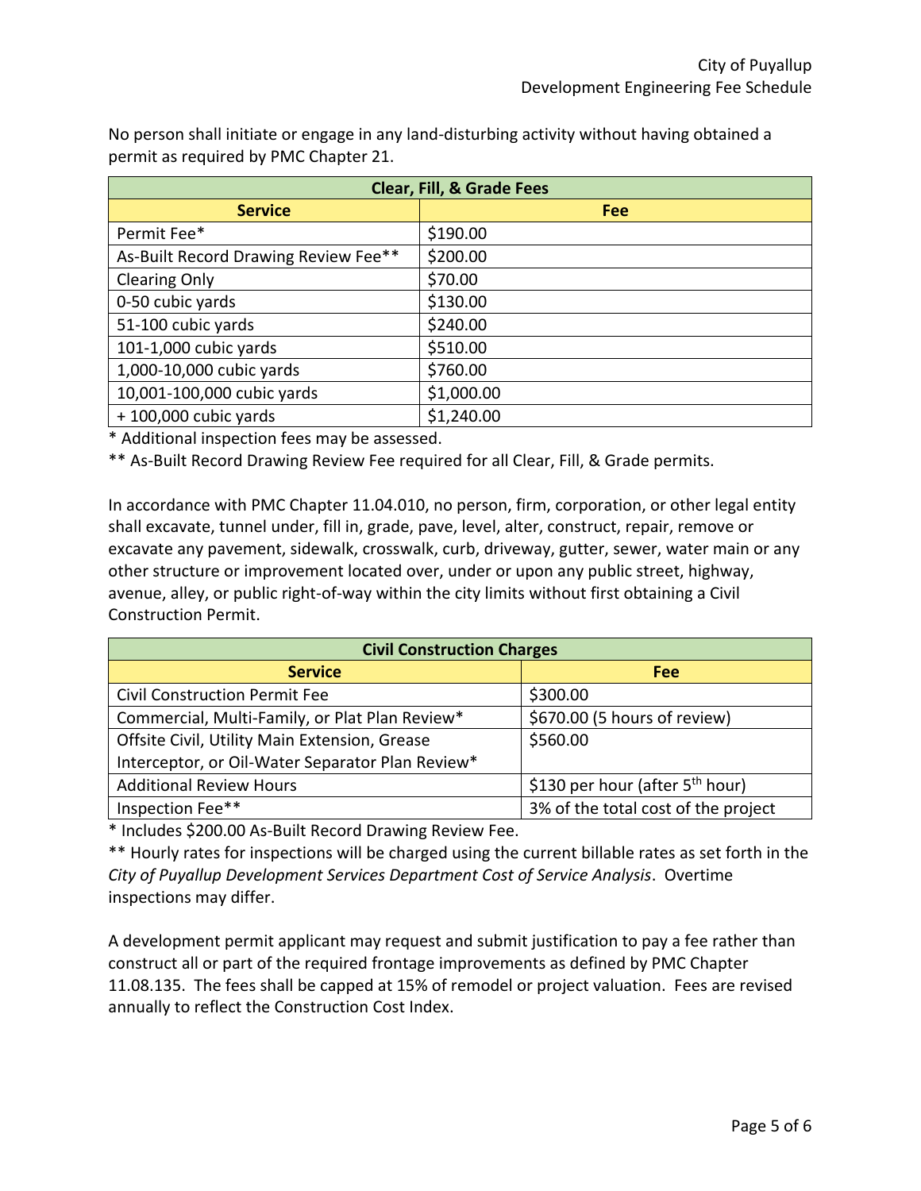No person shall initiate or engage in any land-disturbing activity without having obtained a permit as required by PMC Chapter 21.

| Clear, Fill, & Grade Fees | |
|---|---|
| **Service** | **Fee** |
| Permit Fee* | $190.00 |
| As-Built Record Drawing Review Fee** | $200.00 |
| Clearing Only | $70.00 |
| 0-50 cubic yards | $130.00 |
| 51-100 cubic yards | $240.00 |
| 101-1,000 cubic yards | $510.00 |
| 1,000-10,000 cubic yards | $760.00 |
| 10,001-100,000 cubic yards | $1,000.00 |
| + 100,000 cubic yards | $1,240.00 |

* Additional inspection fees may be assessed.

** As-Built Record Drawing Review Fee required for all Clear, Fill, & Grade permits.

In accordance with PMC Chapter 11.04.010, no person, firm, corporation, or other legal entity shall excavate, tunnel under, fill in, grade, pave, level, alter, construct, repair, remove or excavate any pavement, sidewalk, crosswalk, curb, driveway, gutter, sewer, water main or any other structure or improvement located over, under or upon any public street, highway, avenue, alley, or public right-of-way within the city limits without first obtaining a Civil Construction Permit.

| Civil Construction Charges | |
|---|---|
| **Service** | **Fee** |
| Civil Construction Permit Fee | $300.00 |
| Commercial, Multi-Family, or Plat Plan Review* | $670.00 (5 hours of review) |
| Offsite Civil, Utility Main Extension, Grease Interceptor, or Oil-Water Separator Plan Review* | $560.00 |
| Additional Review Hours | $130 per hour (after 5th hour) |
| Inspection Fee** | 3% of the total cost of the project |

* Includes $200.00 As-Built Record Drawing Review Fee.

** Hourly rates for inspections will be charged using the current billable rates as set forth in the *City of Puyallup Development Services Department Cost of Service Analysis*. Overtime inspections may differ.

A development permit applicant may request and submit justification to pay a fee rather than construct all or part of the required frontage improvements as defined by PMC Chapter 11.08.135. The fees shall be capped at 15% of remodel or project valuation. Fees are revised annually to reflect the Construction Cost Index.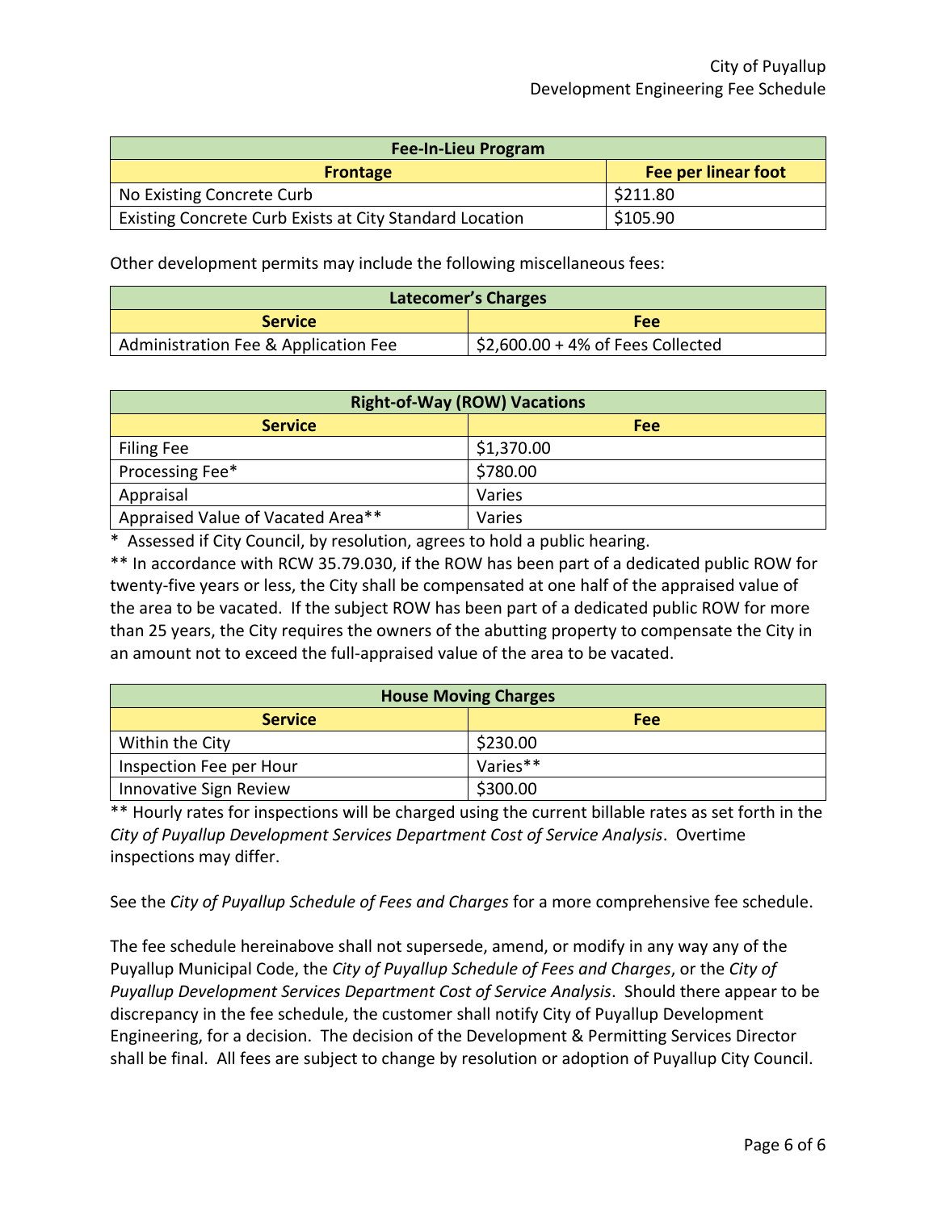| Fee-In-Lieu Program | |
| --- | --- |
| **Frontage** | **Fee per linear foot** |
| No Existing Concrete Curb | $211.80 |
| Existing Concrete Curb Exists at City Standard Location | $105.90 |

Other development permits may include the following miscellaneous fees:

| Latecomer's Charges | |
| --- | --- |
| **Service** | **Fee** |
| Administration Fee & Application Fee | $2,600.00 + 4% of Fees Collected |

| Right-of-Way (ROW) Vacations | |
| --- | --- |
| **Service** | **Fee** |
| Filing Fee | $1,370.00 |
| Processing Fee* | $780.00 |
| Appraisal | Varies |
| Appraised Value of Vacated Area** | Varies |

\* Assessed if City Council, by resolution, agrees to hold a public hearing.

** In accordance with RCW 35.79.030, if the ROW has been part of a dedicated public ROW for twenty-five years or less, the City shall be compensated at one half of the appraised value of the area to be vacated. If the subject ROW has been part of a dedicated public ROW for more than 25 years, the City requires the owners of the abutting property to compensate the City in an amount not to exceed the full-appraised value of the area to be vacated.

| House Moving Charges | |
| --- | --- |
| **Service** | **Fee** |
| Within the City | $230.00 |
| Inspection Fee per Hour | Varies** |
| Innovative Sign Review | $300.00 |

** Hourly rates for inspections will be charged using the current billable rates as set forth in the *City of Puyallup Development Services Department Cost of Service Analysis*. Overtime inspections may differ.

See the *City of Puyallup Schedule of Fees and Charges* for a more comprehensive fee schedule.

The fee schedule hereinabove shall not supersede, amend, or modify in any way any of the Puyallup Municipal Code, the *City of Puyallup Schedule of Fees and Charges*, or the *City of Puyallup Development Services Department Cost of Service Analysis*. Should there appear to be discrepancy in the fee schedule, the customer shall notify City of Puyallup Development Engineering, for a decision. The decision of the Development & Permitting Services Director shall be final. All fees are subject to change by resolution or adoption of Puyallup City Council.